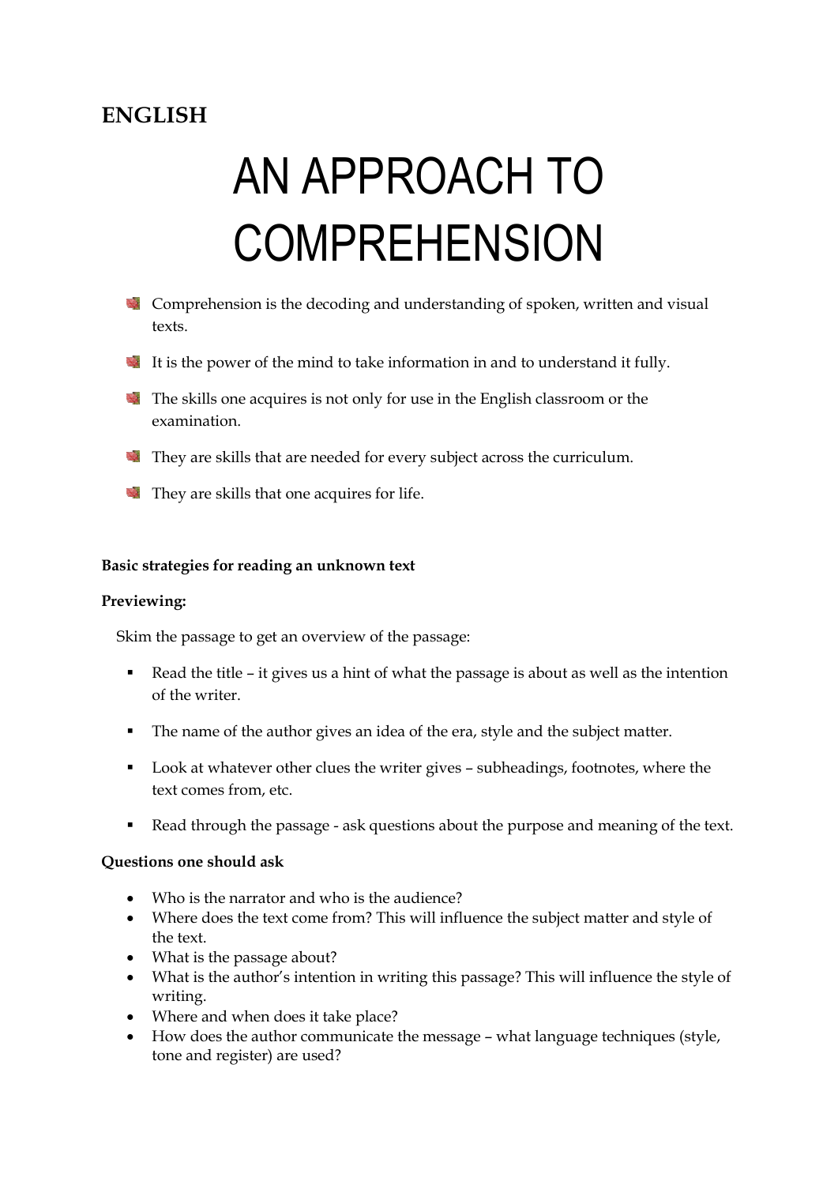**ENGLISH**

# AN APPROACH TO COMPREHENSION

- Comprehension is the decoding and understanding of spoken, written and visual texts.
- It is the power of the mind to take information in and to understand it fully.
- The skills one acquires is not only for use in the English classroom or the examination.
- They are skills that are needed for every subject across the curriculum.
- They are skills that one acquires for life.

**Basic strategies for reading an unknown text**

**Previewing:**

Skim the passage to get an overview of the passage:

- Read the title – it gives us a hint of what the passage is about as well as the intention of the writer.
- The name of the author gives an idea of the era, style and the subject matter.
- Look at whatever other clues the writer gives – subheadings, footnotes, where the text comes from, etc.
- Read through the passage - ask questions about the purpose and meaning of the text.

**Questions one should ask**

- Who is the narrator and who is the audience?
- Where does the text come from? This will influence the subject matter and style of the text.
- What is the passage about?
- What is the author's intention in writing this passage? This will influence the style of writing.
- Where and when does it take place?
- How does the author communicate the message – what language techniques (style, tone and register) are used?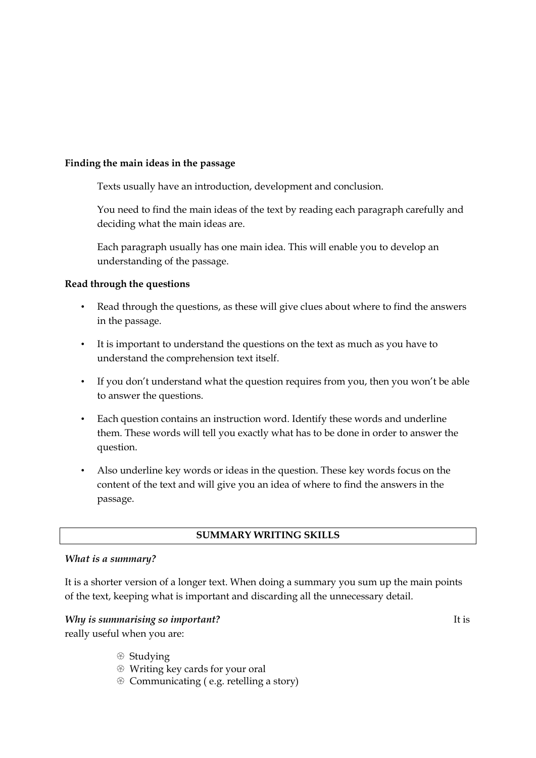**Finding the main ideas in the passage**

Texts usually have an introduction, development and conclusion.

You need to find the main ideas of the text by reading each paragraph carefully and deciding what the main ideas are.

Each paragraph usually has one main idea. This will enable you to develop an understanding of the passage.

**Read through the questions**

- Read through the questions, as these will give clues about where to find the answers in the passage.
- It is important to understand the questions on the text as much as you have to understand the comprehension text itself.
- If you don't understand what the question requires from you, then you won't be able to answer the questions.
- Each question contains an instruction word. Identify these words and underline them. These words will tell you exactly what has to be done in order to answer the question.
- Also underline key words or ideas in the question. These key words focus on the content of the text and will give you an idea of where to find the answers in the passage.

## SUMMARY WRITING SKILLS

***What is a summary?***

It is a shorter version of a longer text. When doing a summary you sum up the main points of the text, keeping what is important and discarding all the unnecessary detail.

***Why is summarising so important?*** It is really useful when you are:

- Studying
- Writing key cards for your oral
- Communicating ( e.g. retelling a story)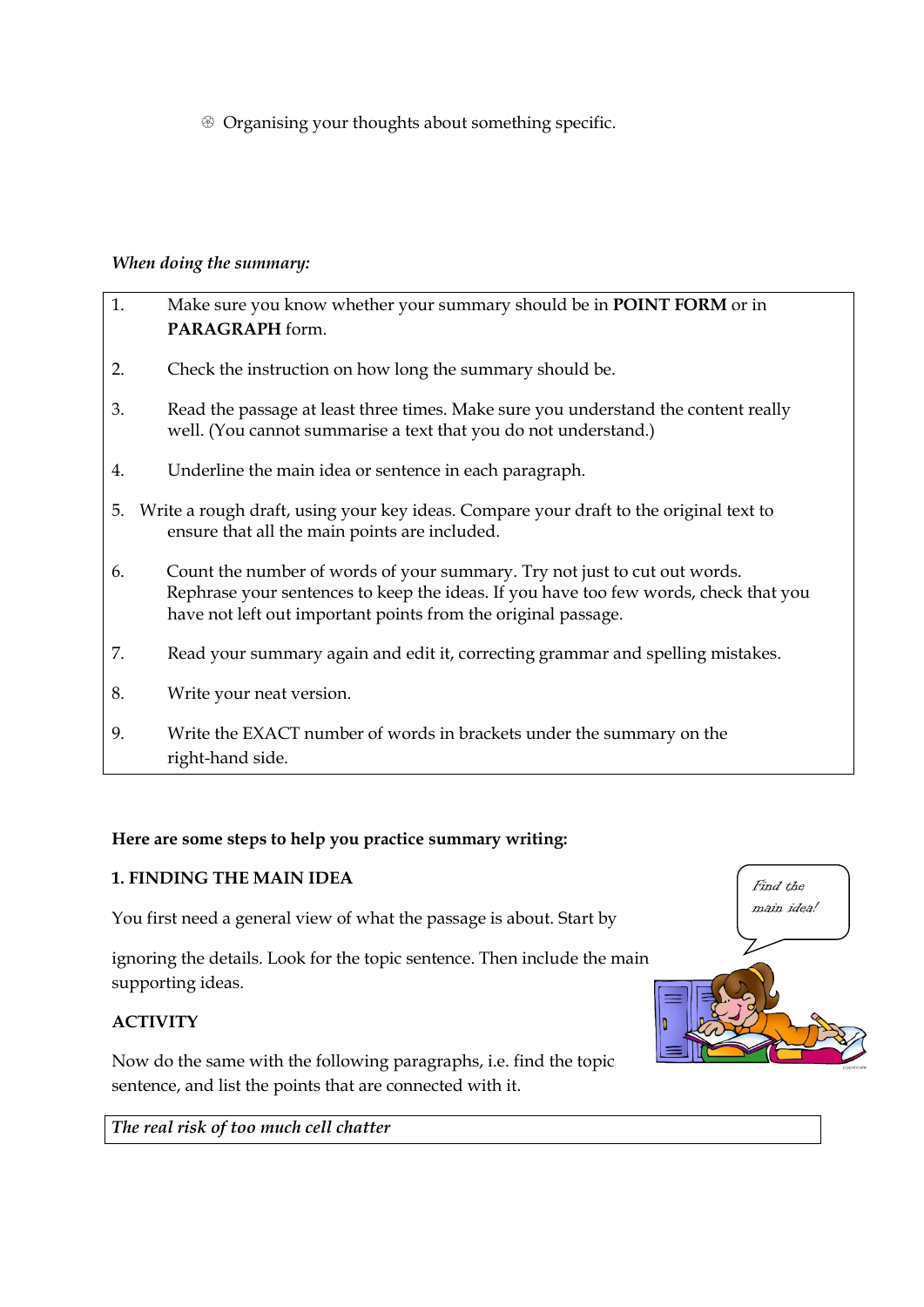- Organising your thoughts about something specific.

*When doing the summary:*

1. Make sure you know whether your summary should be in **POINT FORM** or in **PARAGRAPH** form.
2. Check the instruction on how long the summary should be.
3. Read the passage at least three times. Make sure you understand the content really well. (You cannot summarise a text that you do not understand.)
4. Underline the main idea or sentence in each paragraph.
5. Write a rough draft, using your key ideas. Compare your draft to the original text to ensure that all the main points are included.
6. Count the number of words of your summary. Try not just to cut out words. Rephrase your sentences to keep the ideas. If you have too few words, check that you have not left out important points from the original passage.
7. Read your summary again and edit it, correcting grammar and spelling mistakes.
8. Write your neat version.
9. Write the EXACT number of words in brackets under the summary on the right-hand side.

**Here are some steps to help you practice summary writing:**

**1. FINDING THE MAIN IDEA**

You first need a general view of what the passage is about. Start by ignoring the details. Look for the topic sentence. Then include the main supporting ideas.

**ACTIVITY**

Now do the same with the following paragraphs, i.e. find the topic sentence, and list the points that are connected with it.

*The real risk of too much cell chatter*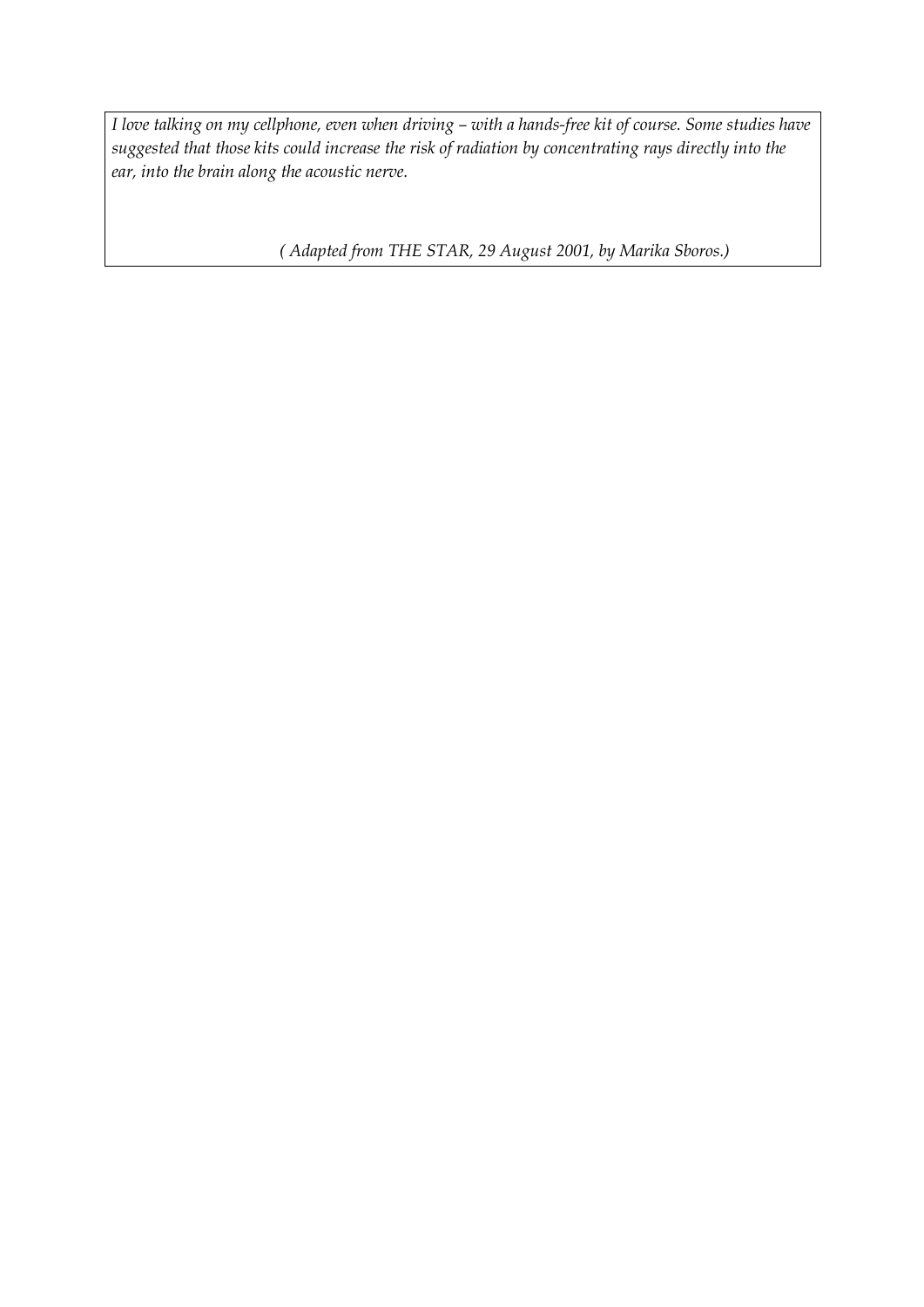*I love talking on my cellphone, even when driving – with a hands-free kit of course. Some studies have suggested that those kits could increase the risk of radiation by concentrating rays directly into the ear, into the brain along the acoustic nerve.*

*( Adapted from THE STAR, 29 August 2001, by Marika Sboros.)*